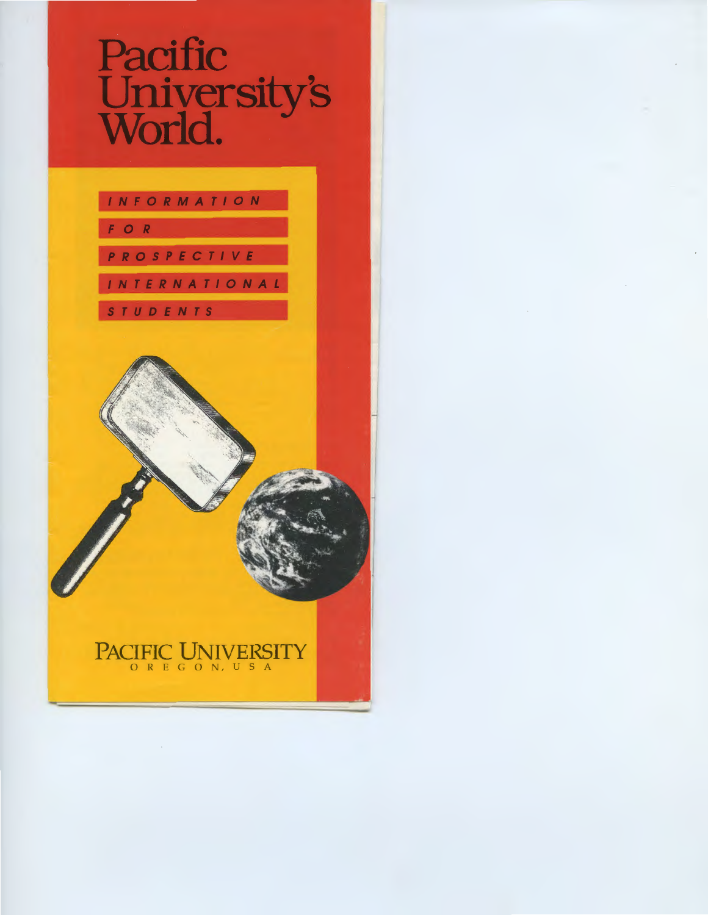# Pacific University's World.

INFORMATION FOR PROSPECTIVE INTERNATIONAL STUDENTS

PACIFIC UNIVERSITY
OREGON, USA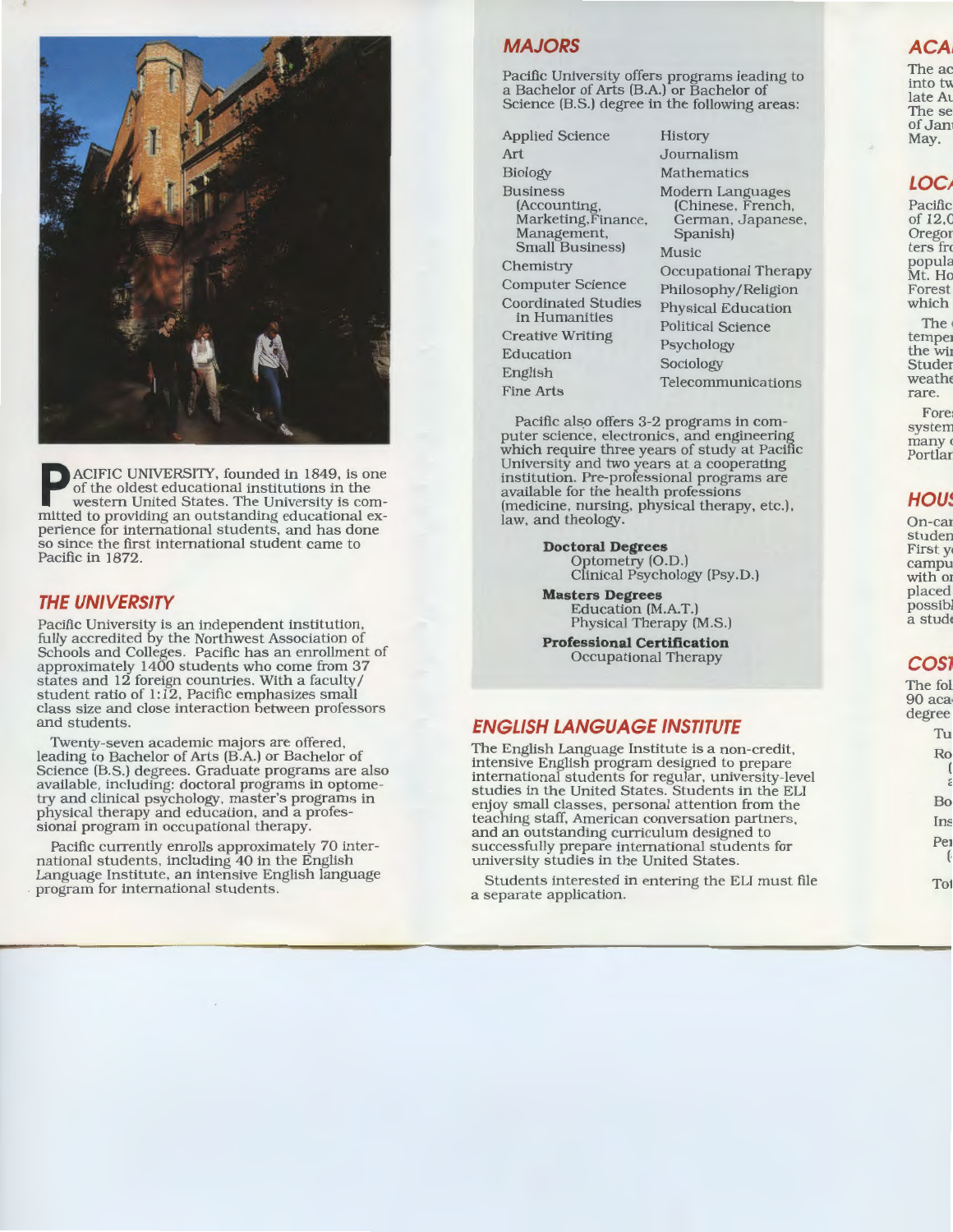PACIFIC UNIVERSITY, founded in 1849, is one of the oldest educational institutions in the western United States. The University is committed to providing an outstanding educational experience for international students, and has done so since the first international student came to Pacific in 1872.

## THE UNIVERSITY

Pacific University is an independent institution, fully accredited by the Northwest Association of Schools and Colleges. Pacific has an enrollment of approximately 1400 students who come from 37 states and 12 foreign countries. With a faculty/student ratio of 1:12, Pacific emphasizes small class size and close interaction between professors and students.

Twenty-seven academic majors are offered, leading to Bachelor of Arts (B.A.) or Bachelor of Science (B.S.) degrees. Graduate programs are also available, including: doctoral programs in optometry and clinical psychology, master's programs in physical therapy and education, and a professional program in occupational therapy.

Pacific currently enrolls approximately 70 international students, including 40 in the English Language Institute, an intensive English language program for international students.

## MAJORS

Pacific University offers programs leading to a Bachelor of Arts (B.A.) or Bachelor of Science (B.S.) degree in the following areas:

- Applied Science
- Art
- Biology
- Business (Accounting, Marketing, Finance, Management, Small Business)
- Chemistry
- Computer Science
- Coordinated Studies in Humanities
- Creative Writing
- Education
- English
- Fine Arts
- History
- Journalism
- Mathematics
- Modern Languages (Chinese, French, German, Japanese, Spanish)
- Music
- Occupational Therapy
- Philosophy/Religion
- Physical Education
- Political Science
- Psychology
- Sociology
- Telecommunications

Pacific also offers 3-2 programs in computer science, electronics, and engineering which require three years of study at Pacific University and two years at a cooperating institution. Pre-professional programs are available for the health professions (medicine, nursing, physical therapy, etc.), law, and theology.

**Doctoral Degrees**
Optometry (O.D.)
Clinical Psychology (Psy.D.)

**Masters Degrees**
Education (M.A.T.)
Physical Therapy (M.S.)

**Professional Certification**
Occupational Therapy

## ENGLISH LANGUAGE INSTITUTE

The English Language Institute is a non-credit, intensive English program designed to prepare international students for regular, university-level studies in the United States. Students in the ELI enjoy small classes, personal attention from the teaching staff, American conversation partners, and an outstanding curriculum designed to successfully prepare international students for university studies in the United States.

Students interested in entering the ELI must file a separate application.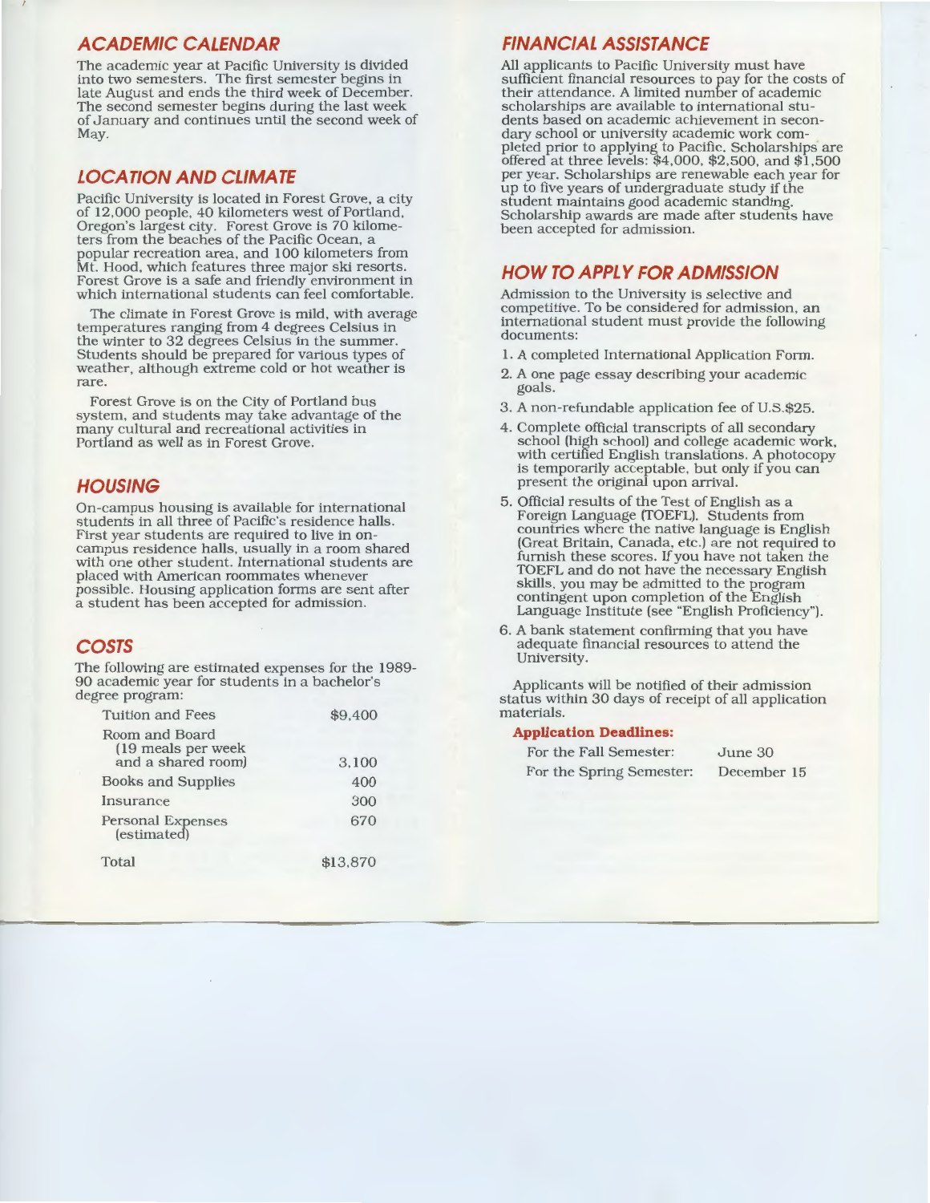## ACADEMIC CALENDAR

The academic year at Pacific University is divided into two semesters. The first semester begins in late August and ends the third week of December. The second semester begins during the last week of January and continues until the second week of May.

## LOCATION AND CLIMATE

Pacific University is located in Forest Grove, a city of 12,000 people, 40 kilometers west of Portland, Oregon's largest city. Forest Grove is 70 kilometers from the beaches of the Pacific Ocean, a popular recreation area, and 100 kilometers from Mt. Hood, which features three major ski resorts. Forest Grove is a safe and friendly environment in which international students can feel comfortable.

The climate in Forest Grove is mild, with average temperatures ranging from 4 degrees Celsius in the winter to 32 degrees Celsius in the summer. Students should be prepared for various types of weather, although extreme cold or hot weather is rare.

Forest Grove is on the City of Portland bus system, and students may take advantage of the many cultural and recreational activities in Portland as well as in Forest Grove.

## HOUSING

On-campus housing is available for international students in all three of Pacific's residence halls. First year students are required to live in on-campus residence halls, usually in a room shared with one other student. International students are placed with American roommates whenever possible. Housing application forms are sent after a student has been accepted for admission.

## COSTS

The following are estimated expenses for the 1989-90 academic year for students in a bachelor's degree program:

| | |
|---|---|
| Tuition and Fees | $9,400 |
| Room and Board (19 meals per week and a shared room) | 3,100 |
| Books and Supplies | 400 |
| Insurance | 300 |
| Personal Expenses (estimated) | 670 |
| Total | $13,870 |

## FINANCIAL ASSISTANCE

All applicants to Pacific University must have sufficient financial resources to pay for the costs of their attendance. A limited number of academic scholarships are available to international students based on academic achievement in secondary school or university academic work completed prior to applying to Pacific. Scholarships are offered at three levels: $4,000, $2,500, and $1,500 per year. Scholarships are renewable each year for up to five years of undergraduate study if the student maintains good academic standing. Scholarship awards are made after students have been accepted for admission.

## HOW TO APPLY FOR ADMISSION

Admission to the University is selective and competitive. To be considered for admission, an international student must provide the following documents:

1. A completed International Application Form.
2. A one page essay describing your academic goals.
3. A non-refundable application fee of U.S.$25.
4. Complete official transcripts of all secondary school (high school) and college academic work, with certified English translations. A photocopy is temporarily acceptable, but only if you can present the original upon arrival.
5. Official results of the Test of English as a Foreign Language (TOEFL). Students from countries where the native language is English (Great Britain, Canada, etc.) are not required to furnish these scores. If you have not taken the TOEFL and do not have the necessary English skills, you may be admitted to the program contingent upon completion of the English Language Institute (see "English Proficiency").
6. A bank statement confirming that you have adequate financial resources to attend the University.

Applicants will be notified of their admission status within 30 days of receipt of all application materials.

**Application Deadlines:**

| | |
|---|---|
| For the Fall Semester: | June 30 |
| For the Spring Semester: | December 15 |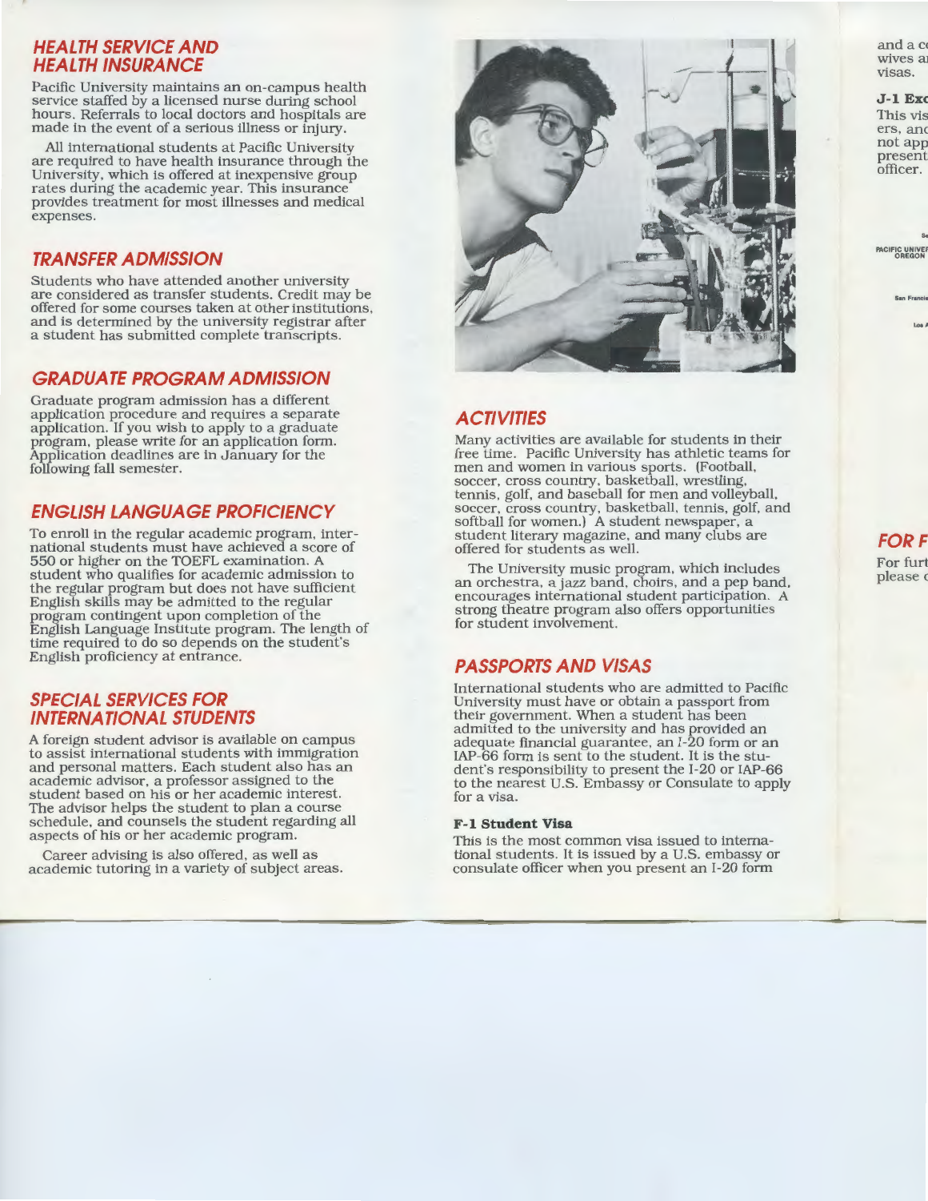## HEALTH SERVICE AND HEALTH INSURANCE

Pacific University maintains an on-campus health service staffed by a licensed nurse during school hours. Referrals to local doctors and hospitals are made in the event of a serious illness or injury.

All international students at Pacific University are required to have health insurance through the University, which is offered at inexpensive group rates during the academic year. This insurance provides treatment for most illnesses and medical expenses.

## TRANSFER ADMISSION

Students who have attended another university are considered as transfer students. Credit may be offered for some courses taken at other institutions, and is determined by the university registrar after a student has submitted complete transcripts.

## GRADUATE PROGRAM ADMISSION

Graduate program admission has a different application procedure and requires a separate application. If you wish to apply to a graduate program, please write for an application form. Application deadlines are in January for the following fall semester.

## ENGLISH LANGUAGE PROFICIENCY

To enroll in the regular academic program, international students must have achieved a score of 550 or higher on the TOEFL examination. A student who qualifies for academic admission to the regular program but does not have sufficient English skills may be admitted to the regular program contingent upon completion of the English Language Institute program. The length of time required to do so depends on the student's English proficiency at entrance.

## SPECIAL SERVICES FOR INTERNATIONAL STUDENTS

A foreign student advisor is available on campus to assist international students with immigration and personal matters. Each student also has an academic advisor, a professor assigned to the student based on his or her academic interest. The advisor helps the student to plan a course schedule, and counsels the student regarding all aspects of his or her academic program.

Career advising is also offered, as well as academic tutoring in a variety of subject areas.

## ACTIVITIES

Many activities are available for students in their free time. Pacific University has athletic teams for men and women in various sports. (Football, soccer, cross country, basketball, wrestling, tennis, golf, and baseball for men and volleyball, soccer, cross country, basketball, tennis, golf, and softball for women.) A student newspaper, a student literary magazine, and many clubs are offered for students as well.

The University music program, which includes an orchestra, a jazz band, choirs, and a pep band, encourages international student participation. A strong theatre program also offers opportunities for student involvement.

## PASSPORTS AND VISAS

International students who are admitted to Pacific University must have or obtain a passport from their government. When a student has been admitted to the university and has provided an adequate financial guarantee, an I-20 form or an IAP-66 form is sent to the student. It is the student's responsibility to present the I-20 or IAP-66 to the nearest U.S. Embassy or Consulate to apply for a visa.

**F-1 Student Visa**

This is the most common visa issued to international students. It is issued by a U.S. embassy or consulate officer when you present an I-20 form

and a c
wives a
visas.

**J-1 Exc**

This vis
ers, and
not app
present
officer.

## FOR F

For furt
please c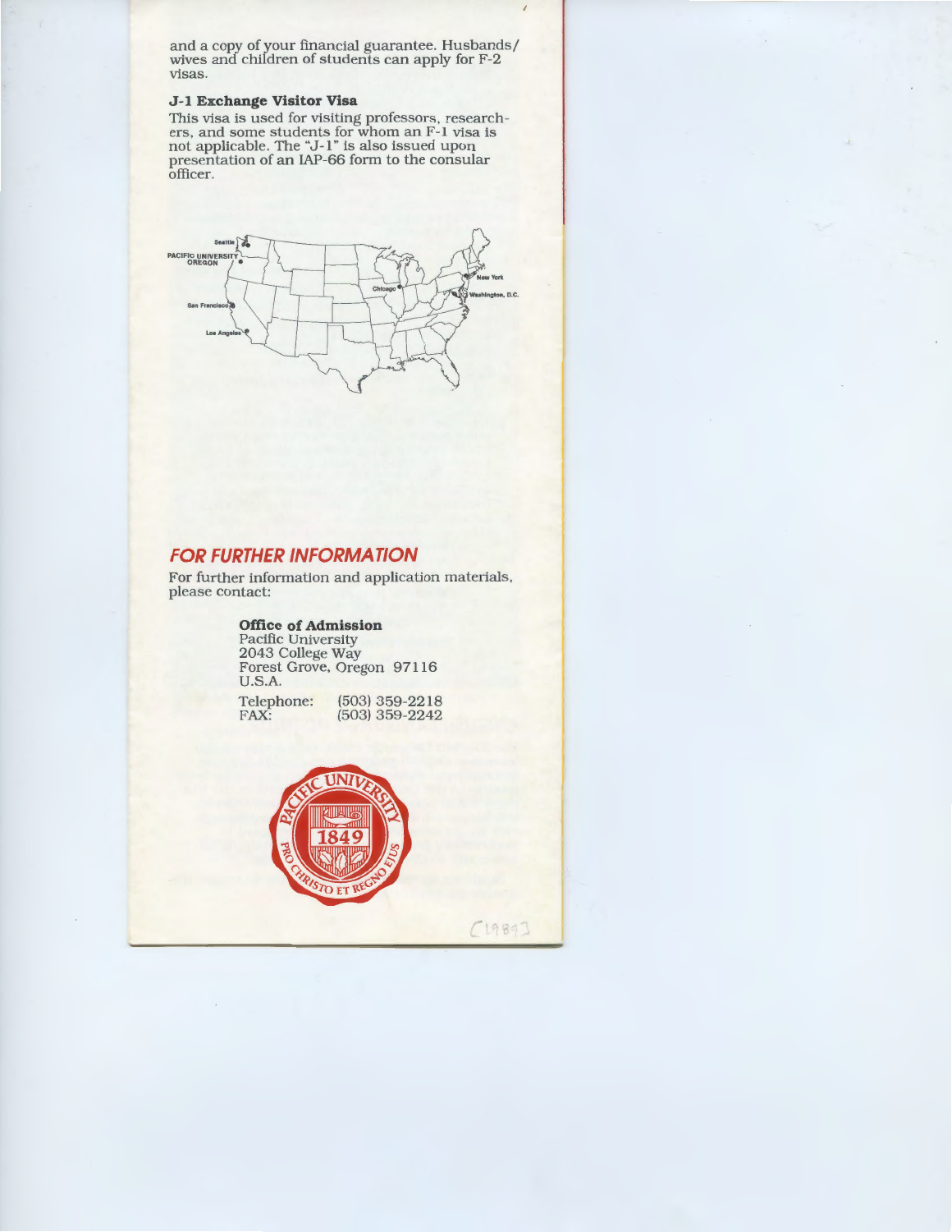and a copy of your financial guarantee. Husbands/wives and children of students can apply for F-2 visas.

### J-1 Exchange Visitor Visa

This visa is used for visiting professors, researchers, and some students for whom an F-1 visa is not applicable. The "J-1" is also issued upon presentation of an IAP-66 form to the consular officer.

Seattle
PACIFIC UNIVERSITY OREGON
San Francisco
Los Angeles
Chicago
New York
Washington, D.C.

## FOR FURTHER INFORMATION

For further information and application materials, please contact:

**Office of Admission**
Pacific University
2043 College Way
Forest Grove, Oregon 97116
U.S.A.

Telephone: (503) 359-2218
FAX: (503) 359-2242

PACIFIC UNIVERSITY 1849 PRO CHRISTO ET REGNO EJUS

[1989]